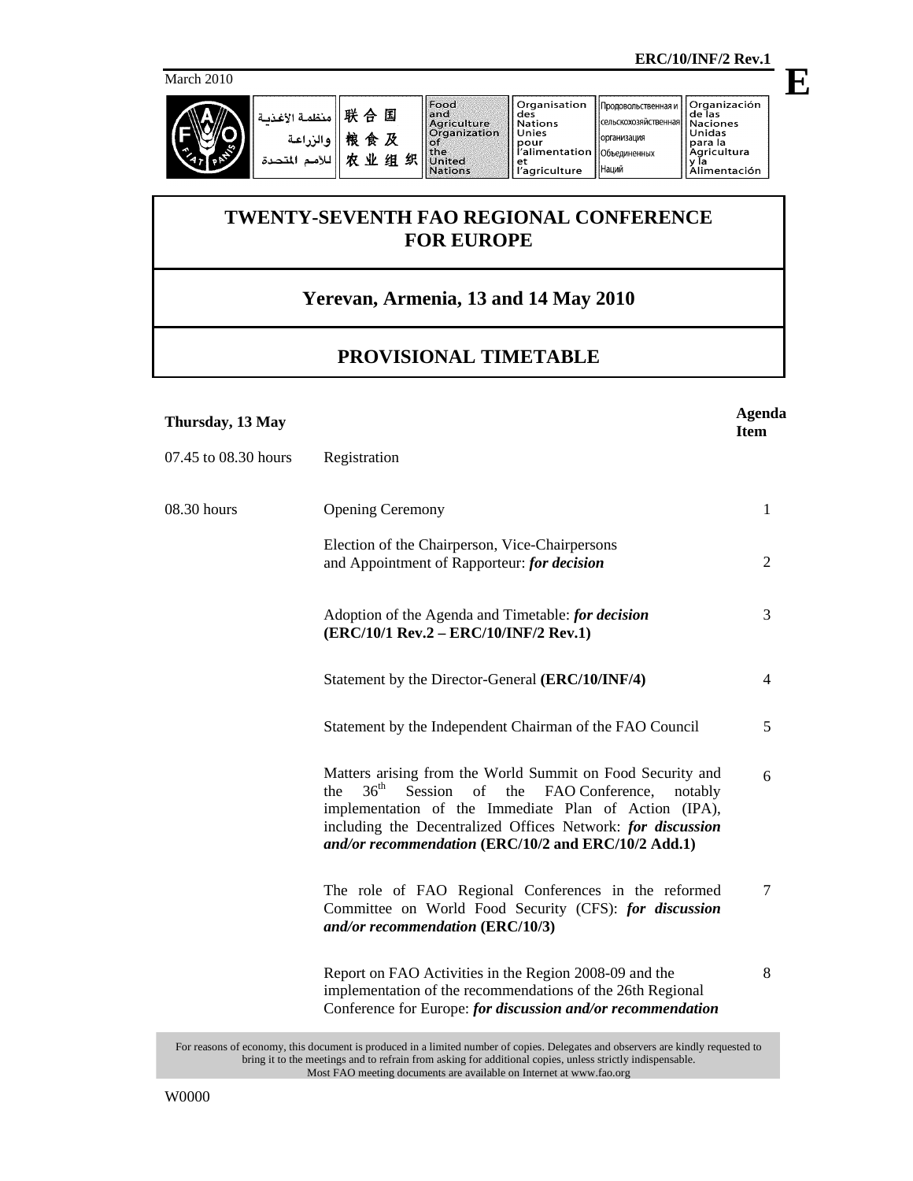ERC/10/INF/2 Rev.1

March 2010

منظمة الأغذية والزراعة للأمم المتحدة | 联合国粮食及农业组织 | Food and Agriculture Organization of the United Nations | Organisation des Nations Unies pour l'alimentation et l'agriculture | Продовольственная и сельскохозяйственная организация Объединенных Наций | Organización de las Naciones Unidas para la Agricultura y la Alimentación

# TWENTY-SEVENTH FAO REGIONAL CONFERENCE FOR EUROPE

## Yerevan, Armenia, 13 and 14 May 2010

## PROVISIONAL TIMETABLE

| Thursday, 13 May | | Agenda Item |
|---|---|---|
| 07.45 to 08.30 hours | Registration | |
| 08.30 hours | Opening Ceremony | 1 |
| | Election of the Chairperson, Vice-Chairpersons and Appointment of Rapporteur: ***for decision*** | 2 |
| | Adoption of the Agenda and Timetable: ***for decision*** **(ERC/10/1 Rev.2 – ERC/10/INF/2 Rev.1)** | 3 |
| | Statement by the Director-General **(ERC/10/INF/4)** | 4 |
| | Statement by the Independent Chairman of the FAO Council | 5 |
| | Matters arising from the World Summit on Food Security and the 36th Session of the FAO Conference, notably implementation of the Immediate Plan of Action (IPA), including the Decentralized Offices Network: ***for discussion and/or recommendation*** **(ERC/10/2 and ERC/10/2 Add.1)** | 6 |
| | The role of FAO Regional Conferences in the reformed Committee on World Food Security (CFS): ***for discussion and/or recommendation*** **(ERC/10/3)** | 7 |
| | Report on FAO Activities in the Region 2008-09 and the implementation of the recommendations of the 26th Regional Conference for Europe: ***for discussion and/or recommendation*** | 8 |

For reasons of economy, this document is produced in a limited number of copies. Delegates and observers are kindly requested to bring it to the meetings and to refrain from asking for additional copies, unless strictly indispensable. Most FAO meeting documents are available on Internet at www.fao.org

W0000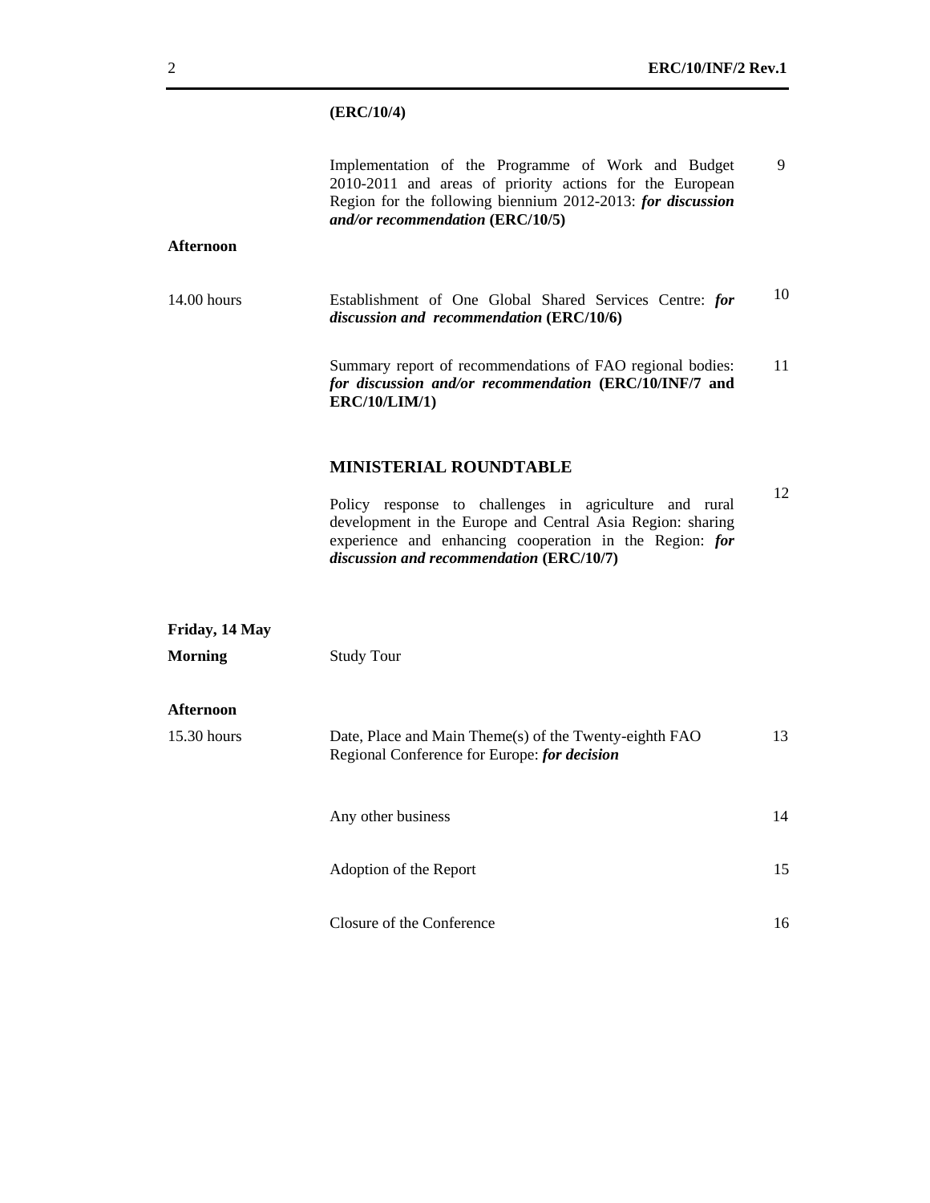**(ERC/10/4)**

| | | |
|---|---|---|
| | Implementation of the Programme of Work and Budget 2010-2011 and areas of priority actions for the European Region for the following biennium 2012-2013: ***for discussion and/or recommendation*** **(ERC/10/5)** | 9 |
| **Afternoon** | | |
| 14.00 hours | Establishment of One Global Shared Services Centre: ***for discussion and recommendation*** **(ERC/10/6)** | 10 |
| | Summary report of recommendations of FAO regional bodies: ***for discussion and/or recommendation*** **(ERC/10/INF/7 and ERC/10/LIM/1)** | 11 |
| | **MINISTERIAL ROUNDTABLE** | |
| | Policy response to challenges in agriculture and rural development in the Europe and Central Asia Region: sharing experience and enhancing cooperation in the Region: ***for discussion and recommendation*** **(ERC/10/7)** | 12 |
| **Friday, 14 May** | | |
| **Morning** | Study Tour | |
| **Afternoon** | | |
| 15.30 hours | Date, Place and Main Theme(s) of the Twenty-eighth FAO Regional Conference for Europe: ***for decision*** | 13 |
| | Any other business | 14 |
| | Adoption of the Report | 15 |
| | Closure of the Conference | 16 |